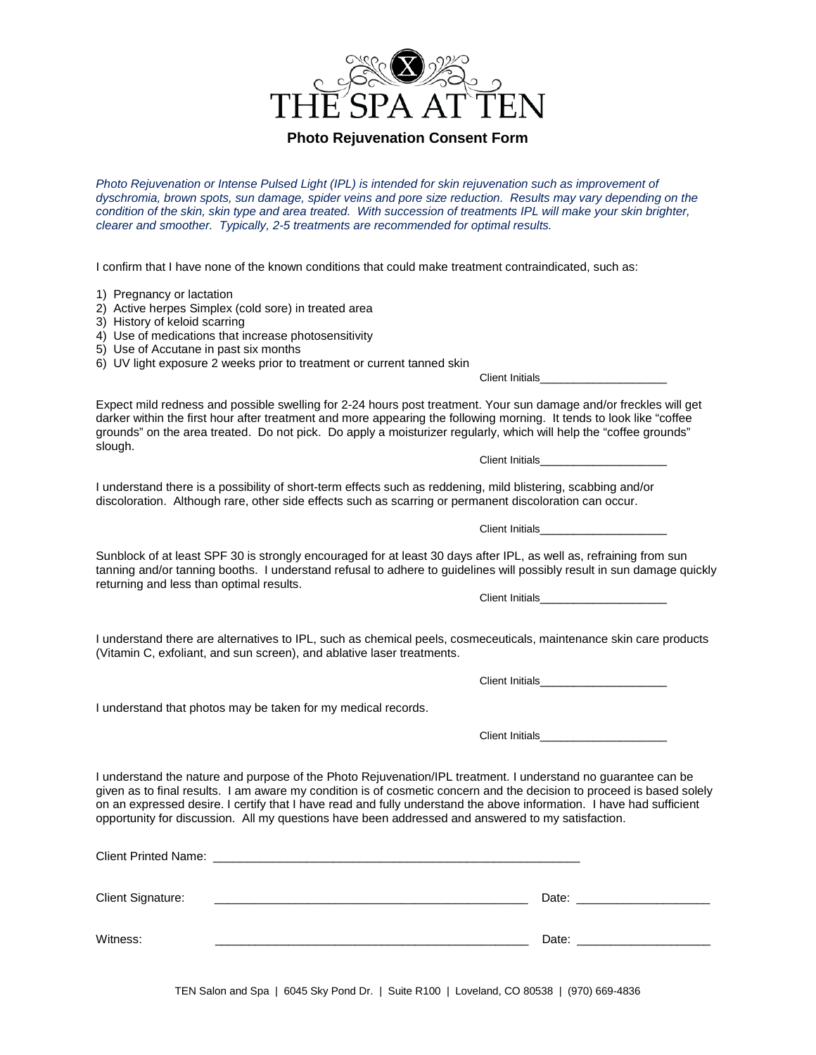# THE SPA AT TEN

## Photo Rejuvenation Consent Form

*Photo Rejuvenation or Intense Pulsed Light (IPL) is intended for skin rejuvenation such as improvement of dyschromia, brown spots, sun damage, spider veins and pore size reduction. Results may vary depending on the condition of the skin, skin type and area treated. With succession of treatments IPL will make your skin brighter, clearer and smoother. Typically, 2-5 treatments are recommended for optimal results.*

I confirm that I have none of the known conditions that could make treatment contraindicated, such as:

1) Pregnancy or lactation
2) Active herpes Simplex (cold sore) in treated area
3) History of keloid scarring
4) Use of medications that increase photosensitivity
5) Use of Accutane in past six months
6) UV light exposure 2 weeks prior to treatment or current tanned skin

Client Initials____________________

Expect mild redness and possible swelling for 2-24 hours post treatment. Your sun damage and/or freckles will get darker within the first hour after treatment and more appearing the following morning. It tends to look like "coffee grounds" on the area treated. Do not pick. Do apply a moisturizer regularly, which will help the "coffee grounds" slough.

Client Initials____________________

I understand there is a possibility of short-term effects such as reddening, mild blistering, scabbing and/or discoloration. Although rare, other side effects such as scarring or permanent discoloration can occur.

Client Initials____________________

Sunblock of at least SPF 30 is strongly encouraged for at least 30 days after IPL, as well as, refraining from sun tanning and/or tanning booths. I understand refusal to adhere to guidelines will possibly result in sun damage quickly returning and less than optimal results.

Client Initials____________________

I understand there are alternatives to IPL, such as chemical peels, cosmeceuticals, maintenance skin care products (Vitamin C, exfoliant, and sun screen), and ablative laser treatments.

Client Initials____________________

I understand that photos may be taken for my medical records.

Client Initials____________________

I understand the nature and purpose of the Photo Rejuvenation/IPL treatment. I understand no guarantee can be given as to final results. I am aware my condition is of cosmetic concern and the decision to proceed is based solely on an expressed desire. I certify that I have read and fully understand the above information. I have had sufficient opportunity for discussion. All my questions have been addressed and answered to my satisfaction.

Client Printed Name: ________________________________________________________

Client Signature: ______________________________________________ Date: ____________________

Witness: ______________________________________________ Date: ____________________

TEN Salon and Spa | 6045 Sky Pond Dr. | Suite R100 | Loveland, CO 80538 | (970) 669-4836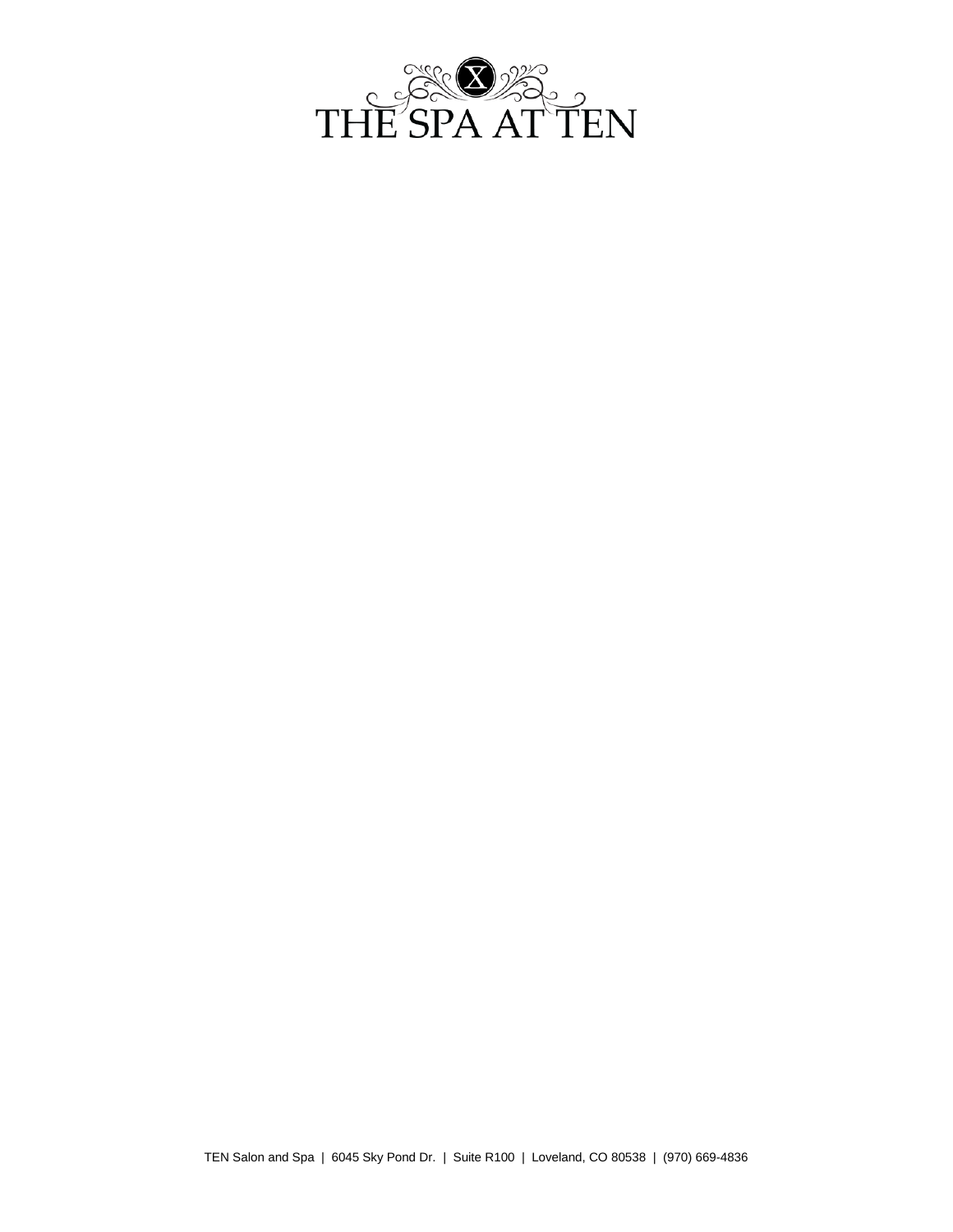THE SPA AT TEN

TEN Salon and Spa | 6045 Sky Pond Dr. | Suite R100 | Loveland, CO 80538 | (970) 669-4836